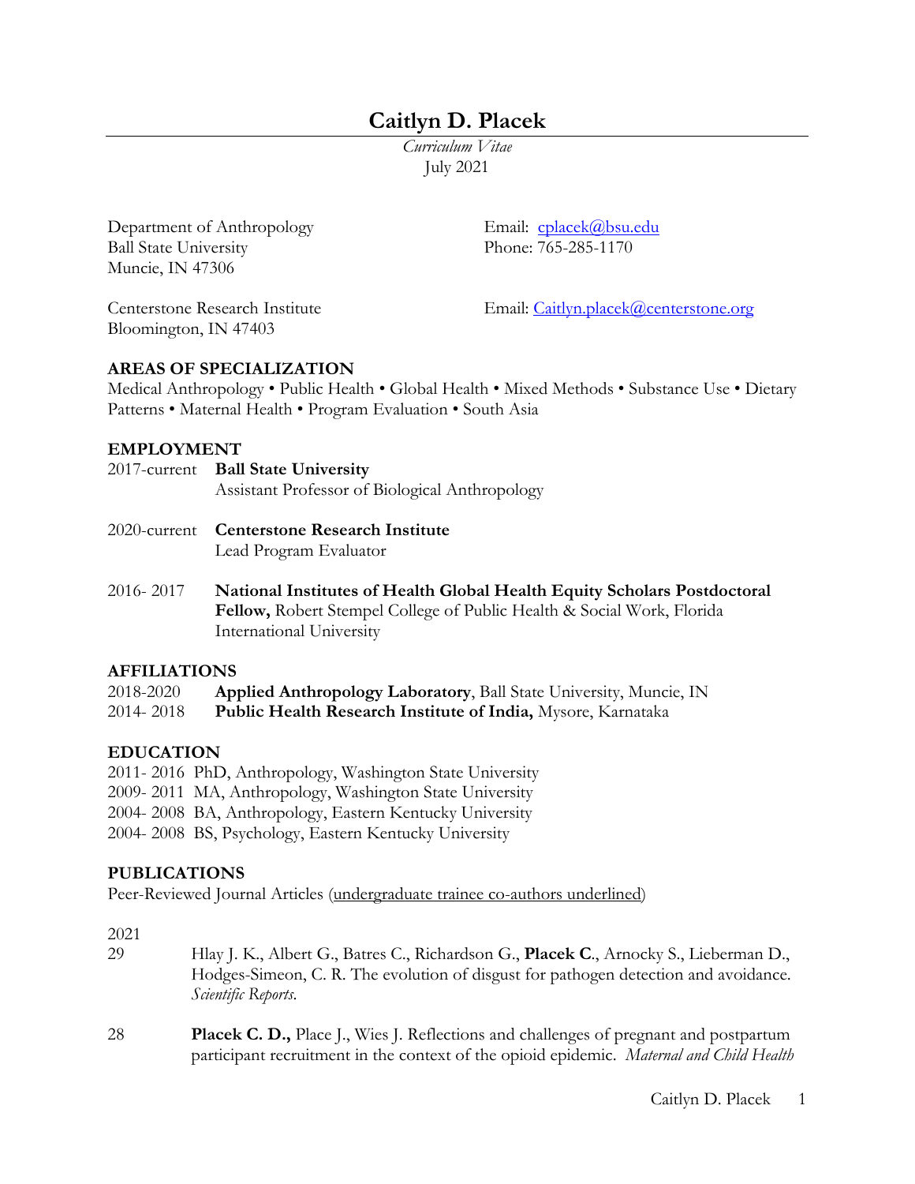# Caitlyn D. Placek

*Curriculum Vitae*
July 2021

Department of Anthropology
Ball State University
Muncie, IN 47306

Email: cplacek@bsu.edu
Phone: 765-285-1170

Centerstone Research Institute
Bloomington, IN 47403

Email: Caitlyn.placek@centerstone.org

## AREAS OF SPECIALIZATION

Medical Anthropology • Public Health • Global Health • Mixed Methods • Substance Use • Dietary Patterns • Maternal Health • Program Evaluation • South Asia

## EMPLOYMENT

2017-current **Ball State University**
Assistant Professor of Biological Anthropology

2020-current **Centerstone Research Institute**
Lead Program Evaluator

2016- 2017 **National Institutes of Health Global Health Equity Scholars Postdoctoral Fellow,** Robert Stempel College of Public Health & Social Work, Florida International University

## AFFILIATIONS

2018-2020 **Applied Anthropology Laboratory**, Ball State University, Muncie, IN
2014- 2018 **Public Health Research Institute of India,** Mysore, Karnataka

## EDUCATION

2011- 2016 PhD, Anthropology, Washington State University
2009- 2011 MA, Anthropology, Washington State University
2004- 2008 BA, Anthropology, Eastern Kentucky University
2004- 2008 BS, Psychology, Eastern Kentucky University

## PUBLICATIONS

Peer-Reviewed Journal Articles (undergraduate trainee co-authors underlined)

2021

29 Hlay J. K., Albert G., Batres C., Richardson G., **Placek C.**, Arnocky S., Lieberman D., Hodges-Simeon, C. R. The evolution of disgust for pathogen detection and avoidance. *Scientific Reports*.

28 **Placek C. D.,** Place J., Wies J. Reflections and challenges of pregnant and postpartum participant recruitment in the context of the opioid epidemic. *Maternal and Child Health*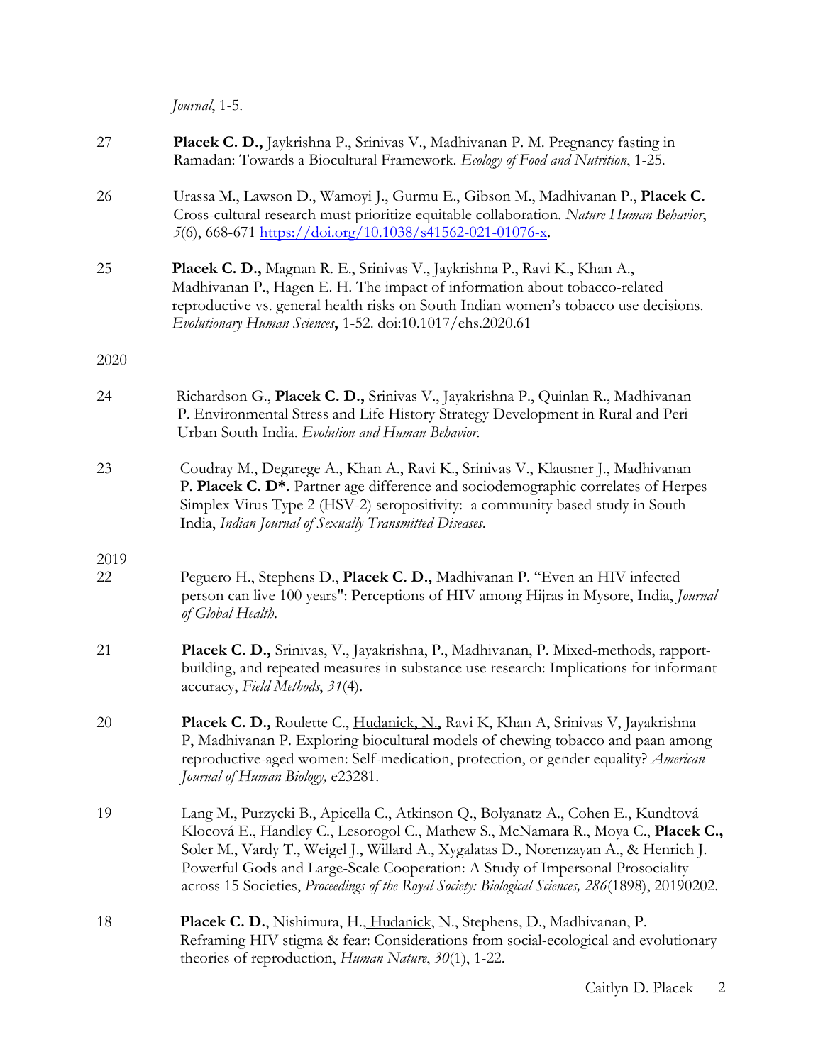*Journal*, 1-5.

27 **Placek C. D.,** Jaykrishna P., Srinivas V., Madhivanan P. M. Pregnancy fasting in Ramadan: Towards a Biocultural Framework. *Ecology of Food and Nutrition*, 1-25.

26 Urassa M., Lawson D., Wamoyi J., Gurmu E., Gibson M., Madhivanan P., **Placek C.** Cross-cultural research must prioritize equitable collaboration. *Nature Human Behavior*, *5*(6), 668-671 https://doi.org/10.1038/s41562-021-01076-x.

25 **Placek C. D.,** Magnan R. E., Srinivas V., Jaykrishna P., Ravi K., Khan A., Madhivanan P., Hagen E. H. The impact of information about tobacco-related reproductive vs. general health risks on South Indian women's tobacco use decisions. *Evolutionary Human Sciences***,** 1-52. doi:10.1017/ehs.2020.61

2020

24 Richardson G., **Placek C. D.,** Srinivas V., Jayakrishna P., Quinlan R., Madhivanan P. Environmental Stress and Life History Strategy Development in Rural and Peri Urban South India. *Evolution and Human Behavior.*

23 Coudray M., Degarege A., Khan A., Ravi K., Srinivas V., Klausner J., Madhivanan P. **Placek C. D\*.** Partner age difference and sociodemographic correlates of Herpes Simplex Virus Type 2 (HSV-2) seropositivity: a community based study in South India, *Indian Journal of Sexually Transmitted Diseases.*

2019

22 Peguero H., Stephens D., **Placek C. D.,** Madhivanan P. "Even an HIV infected person can live 100 years": Perceptions of HIV among Hijras in Mysore, India, *Journal of Global Health.*

21 **Placek C. D.,** Srinivas, V., Jayakrishna, P., Madhivanan, P. Mixed-methods, rapport-building, and repeated measures in substance use research: Implications for informant accuracy, *Field Methods*, *31*(4).

20 **Placek C. D.,** Roulette C., <u>Hudanick, N.,</u> Ravi K, Khan A, Srinivas V, Jayakrishna P, Madhivanan P. Exploring biocultural models of chewing tobacco and paan among reproductive-aged women: Self-medication, protection, or gender equality? *American Journal of Human Biology,* e23281.

19 Lang M., Purzycki B., Apicella C., Atkinson Q., Bolyanatz A., Cohen E., Kundtová Klocová E., Handley C., Lesorogol C., Mathew S., McNamara R., Moya C., **Placek C.,** Soler M., Vardy T., Weigel J., Willard A., Xygalatas D., Norenzayan A., & Henrich J. Powerful Gods and Large-Scale Cooperation: A Study of Impersonal Prosociality across 15 Societies, *Proceedings of the Royal Society: Biological Sciences, 286*(1898), 20190202.

18 **Placek C. D.**, Nishimura, H., <u>Hudanick</u>, N., Stephens, D., Madhivanan, P. Reframing HIV stigma & fear: Considerations from social-ecological and evolutionary theories of reproduction, *Human Nature*, *30*(1), 1-22.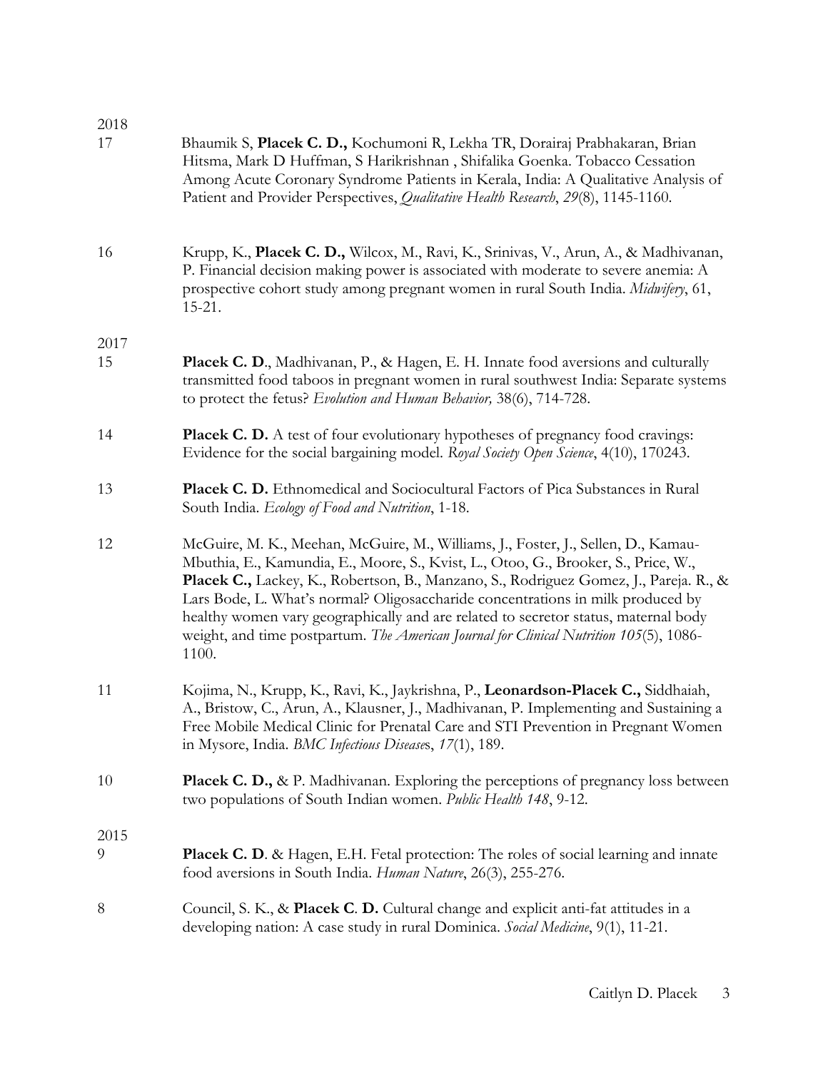2018

17 Bhaumik S, **Placek C. D.,** Kochumoni R, Lekha TR, Dorairaj Prabhakaran, Brian Hitsma, Mark D Huffman, S Harikrishnan , Shifalika Goenka. Tobacco Cessation Among Acute Coronary Syndrome Patients in Kerala, India: A Qualitative Analysis of Patient and Provider Perspectives, *Qualitative Health Research*, *29*(8), 1145-1160.

16 Krupp, K., **Placek C. D.,** Wilcox, M., Ravi, K., Srinivas, V., Arun, A., & Madhivanan, P. Financial decision making power is associated with moderate to severe anemia: A prospective cohort study among pregnant women in rural South India. *Midwifery*, 61, 15-21.

2017

15 **Placek C. D**., Madhivanan, P., & Hagen, E. H. Innate food aversions and culturally transmitted food taboos in pregnant women in rural southwest India: Separate systems to protect the fetus? *Evolution and Human Behavior,* 38(6), 714-728.

14 **Placek C. D.** A test of four evolutionary hypotheses of pregnancy food cravings: Evidence for the social bargaining model. *Royal Society Open Science*, 4(10), 170243.

13 **Placek C. D.** Ethnomedical and Sociocultural Factors of Pica Substances in Rural South India. *Ecology of Food and Nutrition*, 1-18.

12 McGuire, M. K., Meehan, McGuire, M., Williams, J., Foster, J., Sellen, D., Kamau-Mbuthia, E., Kamundia, E., Moore, S., Kvist, L., Otoo, G., Brooker, S., Price, W., **Placek C.,** Lackey, K., Robertson, B., Manzano, S., Rodriguez Gomez, J., Pareja. R., & Lars Bode, L. What's normal? Oligosaccharide concentrations in milk produced by healthy women vary geographically and are related to secretor status, maternal body weight, and time postpartum. *The American Journal for Clinical Nutrition 105*(5), 1086-1100.

11 Kojima, N., Krupp, K., Ravi, K., Jaykrishna, P., **Leonardson-Placek C.,** Siddhaiah, A., Bristow, C., Arun, A., Klausner, J., Madhivanan, P. Implementing and Sustaining a Free Mobile Medical Clinic for Prenatal Care and STI Prevention in Pregnant Women in Mysore, India. *BMC Infectious Diseases*, *17*(1), 189.

10 **Placek C. D.,** & P. Madhivanan. Exploring the perceptions of pregnancy loss between two populations of South Indian women. *Public Health 148*, 9-12.

2015

9 **Placek C. D**. & Hagen, E.H. Fetal protection: The roles of social learning and innate food aversions in South India. *Human Nature*, 26(3), 255-276.

8 Council, S. K., & **Placek C. D.** Cultural change and explicit anti-fat attitudes in a developing nation: A case study in rural Dominica. *Social Medicine*, 9(1), 11-21.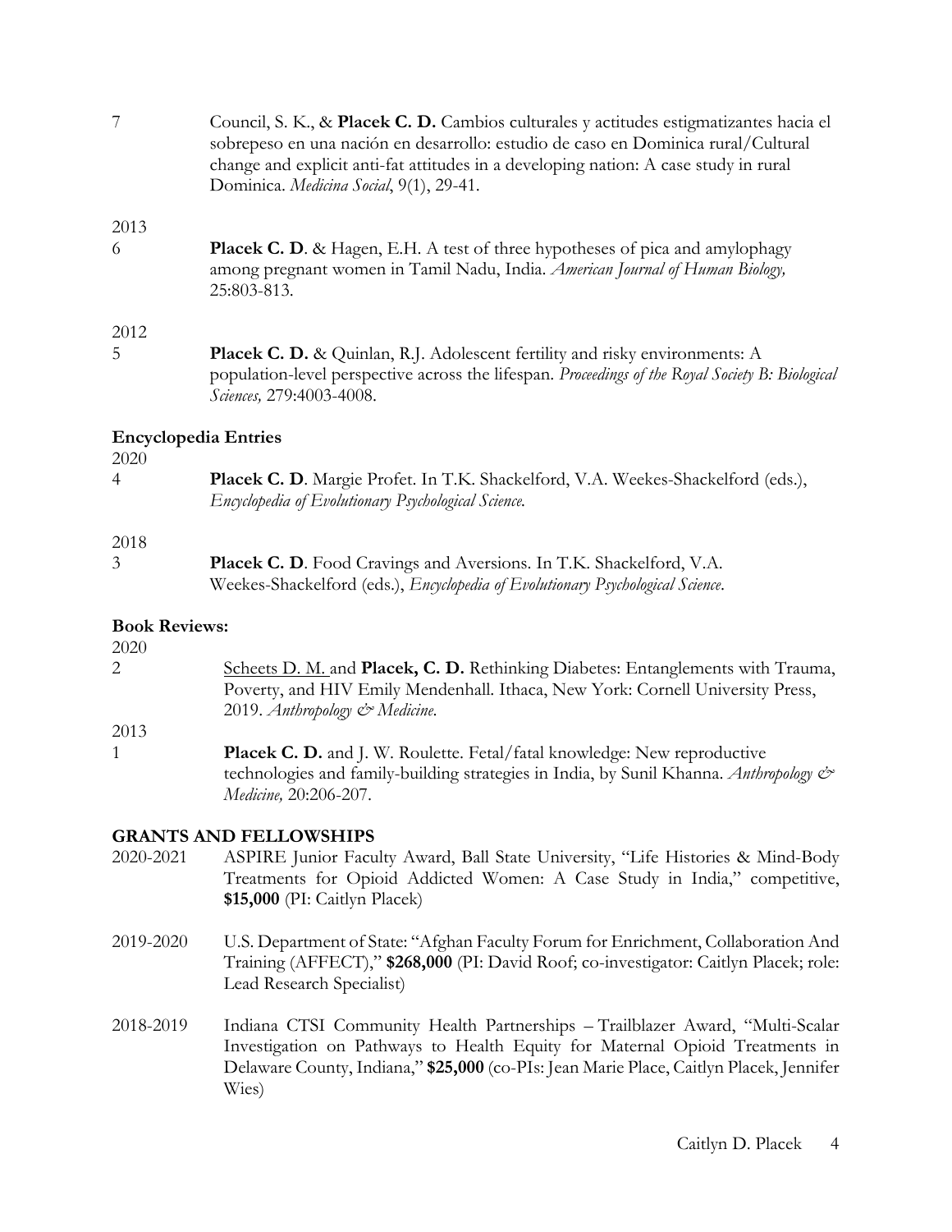7 Council, S. K., & **Placek C. D.** Cambios culturales y actitudes estigmatizantes hacia el sobrepeso en una nación en desarrollo: estudio de caso en Dominica rural/Cultural change and explicit anti-fat attitudes in a developing nation: A case study in rural Dominica. *Medicina Social*, 9(1), 29-41.

2013

6 **Placek C. D**. & Hagen, E.H. A test of three hypotheses of pica and amylophagy among pregnant women in Tamil Nadu, India. *American Journal of Human Biology,* 25:803-813.

2012

5 **Placek C. D.** & Quinlan, R.J. Adolescent fertility and risky environments: A population-level perspective across the lifespan. *Proceedings of the Royal Society B: Biological Sciences,* 279:4003-4008.

### Encyclopedia Entries

2020

4 **Placek C. D**. Margie Profet. In T.K. Shackelford, V.A. Weekes-Shackelford (eds.), *Encyclopedia of Evolutionary Psychological Science.*

2018

3 **Placek C. D**. Food Cravings and Aversions. In T.K. Shackelford, V.A. Weekes-Shackelford (eds.), *Encyclopedia of Evolutionary Psychological Science*.

### Book Reviews:

2020

2 Scheets D. M. and **Placek, C. D.** Rethinking Diabetes: Entanglements with Trauma, Poverty, and HIV Emily Mendenhall. Ithaca, New York: Cornell University Press, 2019. *Anthropology & Medicine*.

2013

1 **Placek C. D.** and J. W. Roulette. Fetal/fatal knowledge: New reproductive technologies and family-building strategies in India, by Sunil Khanna. *Anthropology & Medicine,* 20:206-207.

## GRANTS AND FELLOWSHIPS

2020-2021 ASPIRE Junior Faculty Award, Ball State University, "Life Histories & Mind-Body Treatments for Opioid Addicted Women: A Case Study in India," competitive, **$15,000** (PI: Caitlyn Placek)

2019-2020 U.S. Department of State: "Afghan Faculty Forum for Enrichment, Collaboration And Training (AFFECT)," **$268,000** (PI: David Roof; co-investigator: Caitlyn Placek; role: Lead Research Specialist)

2018-2019 Indiana CTSI Community Health Partnerships – Trailblazer Award, "Multi-Scalar Investigation on Pathways to Health Equity for Maternal Opioid Treatments in Delaware County, Indiana," **$25,000** (co-PIs: Jean Marie Place, Caitlyn Placek, Jennifer Wies)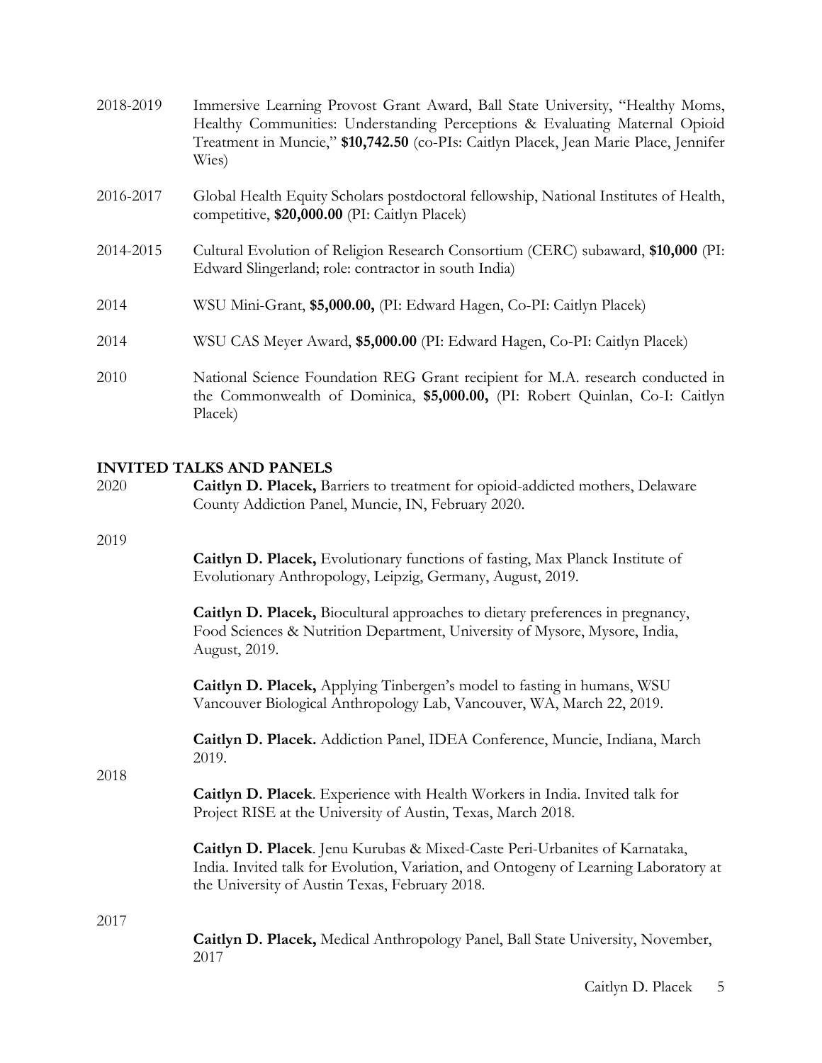2018-2019 Immersive Learning Provost Grant Award, Ball State University, "Healthy Moms, Healthy Communities: Understanding Perceptions & Evaluating Maternal Opioid Treatment in Muncie," **$10,742.50** (co-PIs: Caitlyn Placek, Jean Marie Place, Jennifer Wies)

2016-2017 Global Health Equity Scholars postdoctoral fellowship, National Institutes of Health, competitive, **$20,000.00** (PI: Caitlyn Placek)

2014-2015 Cultural Evolution of Religion Research Consortium (CERC) subaward, **$10,000** (PI: Edward Slingerland; role: contractor in south India)

2014 WSU Mini-Grant, **$5,000.00,** (PI: Edward Hagen, Co-PI: Caitlyn Placek)

2014 WSU CAS Meyer Award, **$5,000.00** (PI: Edward Hagen, Co-PI: Caitlyn Placek)

2010 National Science Foundation REG Grant recipient for M.A. research conducted in the Commonwealth of Dominica, **$5,000.00,** (PI: Robert Quinlan, Co-I: Caitlyn Placek)

## INVITED TALKS AND PANELS

2020

**Caitlyn D. Placek,** Barriers to treatment for opioid-addicted mothers, Delaware County Addiction Panel, Muncie, IN, February 2020.

2019

**Caitlyn D. Placek,** Evolutionary functions of fasting, Max Planck Institute of Evolutionary Anthropology, Leipzig, Germany, August, 2019.

**Caitlyn D. Placek,** Biocultural approaches to dietary preferences in pregnancy, Food Sciences & Nutrition Department, University of Mysore, Mysore, India, August, 2019.

**Caitlyn D. Placek,** Applying Tinbergen's model to fasting in humans, WSU Vancouver Biological Anthropology Lab, Vancouver, WA, March 22, 2019.

**Caitlyn D. Placek.** Addiction Panel, IDEA Conference, Muncie, Indiana, March 2019.

2018

**Caitlyn D. Placek**. Experience with Health Workers in India. Invited talk for Project RISE at the University of Austin, Texas, March 2018.

**Caitlyn D. Placek**. Jenu Kurubas & Mixed-Caste Peri-Urbanites of Karnataka, India. Invited talk for Evolution, Variation, and Ontogeny of Learning Laboratory at the University of Austin Texas, February 2018.

2017

**Caitlyn D. Placek,** Medical Anthropology Panel, Ball State University, November, 2017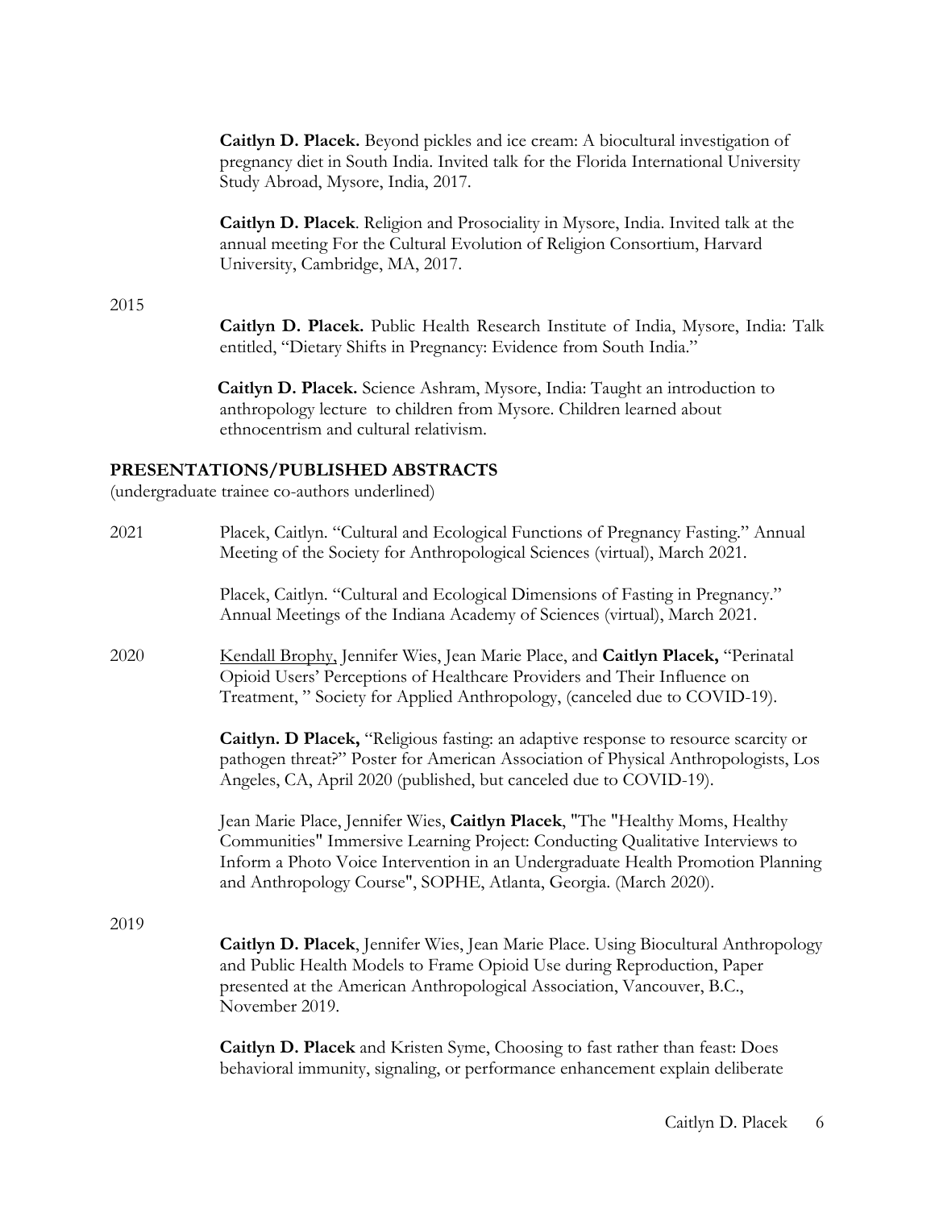**Caitlyn D. Placek.** Beyond pickles and ice cream: A biocultural investigation of pregnancy diet in South India. Invited talk for the Florida International University Study Abroad, Mysore, India, 2017.

**Caitlyn D. Placek**. Religion and Prosociality in Mysore, India. Invited talk at the annual meeting For the Cultural Evolution of Religion Consortium, Harvard University, Cambridge, MA, 2017.

2015

**Caitlyn D. Placek.** Public Health Research Institute of India, Mysore, India: Talk entitled, "Dietary Shifts in Pregnancy: Evidence from South India."

**Caitlyn D. Placek.** Science Ashram, Mysore, India: Taught an introduction to anthropology lecture to children from Mysore. Children learned about ethnocentrism and cultural relativism.

## PRESENTATIONS/PUBLISHED ABSTRACTS

(undergraduate trainee co-authors underlined)

2021

Placek, Caitlyn. "Cultural and Ecological Functions of Pregnancy Fasting." Annual Meeting of the Society for Anthropological Sciences (virtual), March 2021.

Placek, Caitlyn. "Cultural and Ecological Dimensions of Fasting in Pregnancy." Annual Meetings of the Indiana Academy of Sciences (virtual), March 2021.

2020

<u>Kendall Brophy,</u> Jennifer Wies, Jean Marie Place, and **Caitlyn Placek,** "Perinatal Opioid Users' Perceptions of Healthcare Providers and Their Influence on Treatment, " Society for Applied Anthropology, (canceled due to COVID-19).

**Caitlyn. D Placek,** "Religious fasting: an adaptive response to resource scarcity or pathogen threat?" Poster for American Association of Physical Anthropologists, Los Angeles, CA, April 2020 (published, but canceled due to COVID-19).

Jean Marie Place, Jennifer Wies, **Caitlyn Placek**, "The "Healthy Moms, Healthy Communities" Immersive Learning Project: Conducting Qualitative Interviews to Inform a Photo Voice Intervention in an Undergraduate Health Promotion Planning and Anthropology Course", SOPHE, Atlanta, Georgia. (March 2020).

2019

**Caitlyn D. Placek**, Jennifer Wies, Jean Marie Place. Using Biocultural Anthropology and Public Health Models to Frame Opioid Use during Reproduction, Paper presented at the American Anthropological Association, Vancouver, B.C., November 2019.

**Caitlyn D. Placek** and Kristen Syme, Choosing to fast rather than feast: Does behavioral immunity, signaling, or performance enhancement explain deliberate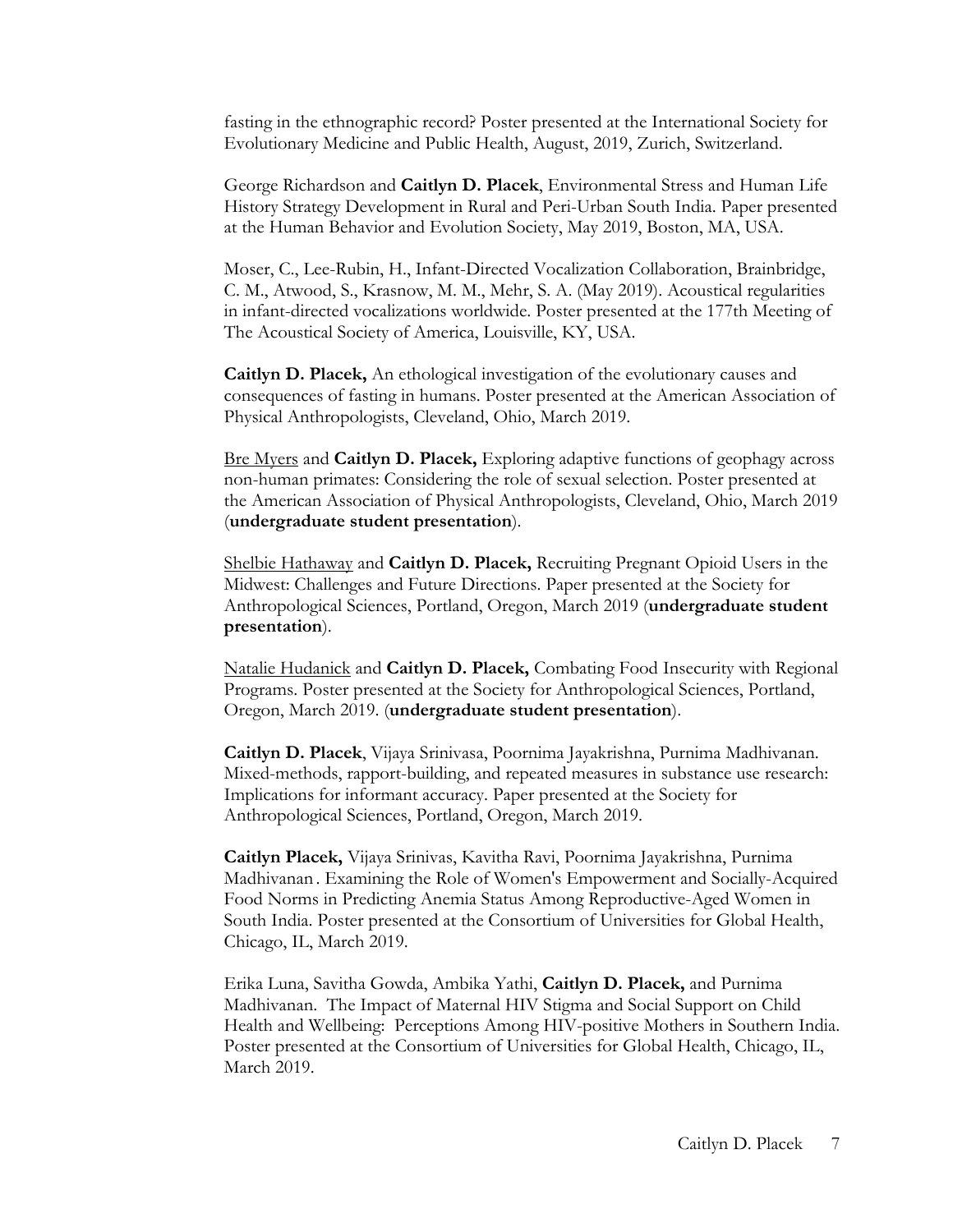fasting in the ethnographic record? Poster presented at the International Society for Evolutionary Medicine and Public Health, August, 2019, Zurich, Switzerland.

George Richardson and **Caitlyn D. Placek**, Environmental Stress and Human Life History Strategy Development in Rural and Peri-Urban South India. Paper presented at the Human Behavior and Evolution Society, May 2019, Boston, MA, USA.

Moser, C., Lee-Rubin, H., Infant-Directed Vocalization Collaboration, Brainbridge, C. M., Atwood, S., Krasnow, M. M., Mehr, S. A. (May 2019). Acoustical regularities in infant-directed vocalizations worldwide. Poster presented at the 177th Meeting of The Acoustical Society of America, Louisville, KY, USA.

**Caitlyn D. Placek,** An ethological investigation of the evolutionary causes and consequences of fasting in humans. Poster presented at the American Association of Physical Anthropologists, Cleveland, Ohio, March 2019.

<u>Bre Myers</u> and **Caitlyn D. Placek,** Exploring adaptive functions of geophagy across non-human primates: Considering the role of sexual selection. Poster presented at the American Association of Physical Anthropologists, Cleveland, Ohio, March 2019 (**undergraduate student presentation**).

<u>Shelbie Hathaway</u> and **Caitlyn D. Placek,** Recruiting Pregnant Opioid Users in the Midwest: Challenges and Future Directions. Paper presented at the Society for Anthropological Sciences, Portland, Oregon, March 2019 (**undergraduate student presentation**).

<u>Natalie Hudanick</u> and **Caitlyn D. Placek,** Combating Food Insecurity with Regional Programs. Poster presented at the Society for Anthropological Sciences, Portland, Oregon, March 2019. (**undergraduate student presentation**).

**Caitlyn D. Placek**, Vijaya Srinivasa, Poornima Jayakrishna, Purnima Madhivanan. Mixed-methods, rapport-building, and repeated measures in substance use research: Implications for informant accuracy. Paper presented at the Society for Anthropological Sciences, Portland, Oregon, March 2019.

**Caitlyn Placek,** Vijaya Srinivas, Kavitha Ravi, Poornima Jayakrishna, Purnima Madhivanan. Examining the Role of Women's Empowerment and Socially-Acquired Food Norms in Predicting Anemia Status Among Reproductive-Aged Women in South India. Poster presented at the Consortium of Universities for Global Health, Chicago, IL, March 2019.

Erika Luna, Savitha Gowda, Ambika Yathi, **Caitlyn D. Placek,** and Purnima Madhivanan. The Impact of Maternal HIV Stigma and Social Support on Child Health and Wellbeing: Perceptions Among HIV-positive Mothers in Southern India. Poster presented at the Consortium of Universities for Global Health, Chicago, IL, March 2019.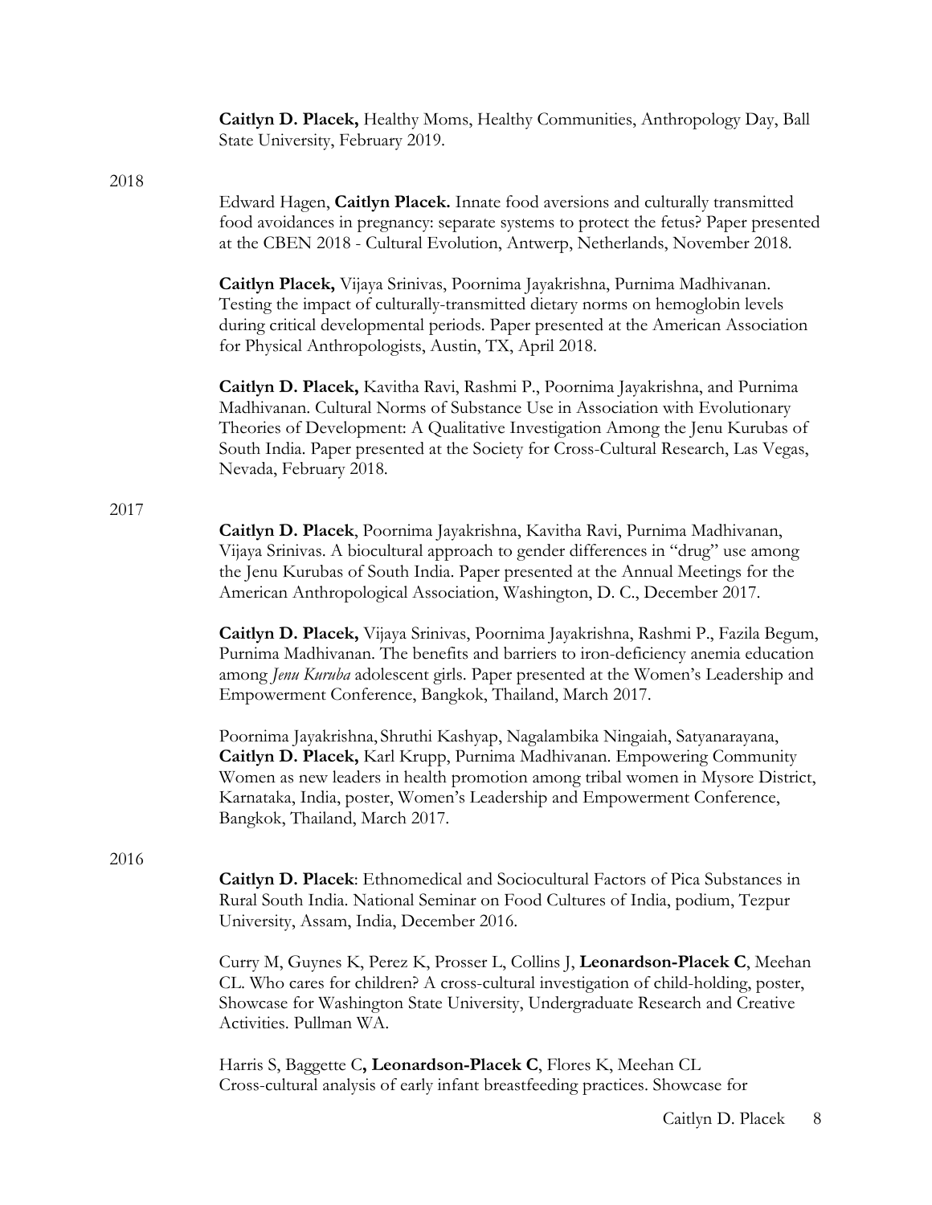**Caitlyn D. Placek,** Healthy Moms, Healthy Communities, Anthropology Day, Ball State University, February 2019.

2018

Edward Hagen, **Caitlyn Placek.** Innate food aversions and culturally transmitted food avoidances in pregnancy: separate systems to protect the fetus? Paper presented at the CBEN 2018 - Cultural Evolution, Antwerp, Netherlands, November 2018.

**Caitlyn Placek,** Vijaya Srinivas, Poornima Jayakrishna, Purnima Madhivanan. Testing the impact of culturally-transmitted dietary norms on hemoglobin levels during critical developmental periods. Paper presented at the American Association for Physical Anthropologists, Austin, TX, April 2018.

**Caitlyn D. Placek,** Kavitha Ravi, Rashmi P., Poornima Jayakrishna, and Purnima Madhivanan. Cultural Norms of Substance Use in Association with Evolutionary Theories of Development: A Qualitative Investigation Among the Jenu Kurubas of South India. Paper presented at the Society for Cross-Cultural Research, Las Vegas, Nevada, February 2018.

2017

**Caitlyn D. Placek**, Poornima Jayakrishna, Kavitha Ravi, Purnima Madhivanan, Vijaya Srinivas. A biocultural approach to gender differences in "drug" use among the Jenu Kurubas of South India. Paper presented at the Annual Meetings for the American Anthropological Association, Washington, D. C., December 2017.

**Caitlyn D. Placek,** Vijaya Srinivas, Poornima Jayakrishna, Rashmi P., Fazila Begum, Purnima Madhivanan. The benefits and barriers to iron-deficiency anemia education among *Jenu Kuruba* adolescent girls. Paper presented at the Women's Leadership and Empowerment Conference, Bangkok, Thailand, March 2017.

Poornima Jayakrishna, Shruthi Kashyap, Nagalambika Ningaiah, Satyanarayana, **Caitlyn D. Placek,** Karl Krupp, Purnima Madhivanan. Empowering Community Women as new leaders in health promotion among tribal women in Mysore District, Karnataka, India, poster, Women's Leadership and Empowerment Conference, Bangkok, Thailand, March 2017.

2016

**Caitlyn D. Placek**: Ethnomedical and Sociocultural Factors of Pica Substances in Rural South India. National Seminar on Food Cultures of India, podium, Tezpur University, Assam, India, December 2016.

Curry M, Guynes K, Perez K, Prosser L, Collins J, **Leonardson-Placek C**, Meehan CL. Who cares for children? A cross-cultural investigation of child-holding, poster, Showcase for Washington State University, Undergraduate Research and Creative Activities. Pullman WA.

Harris S, Baggette C**, Leonardson-Placek C**, Flores K, Meehan CL
Cross-cultural analysis of early infant breastfeeding practices. Showcase for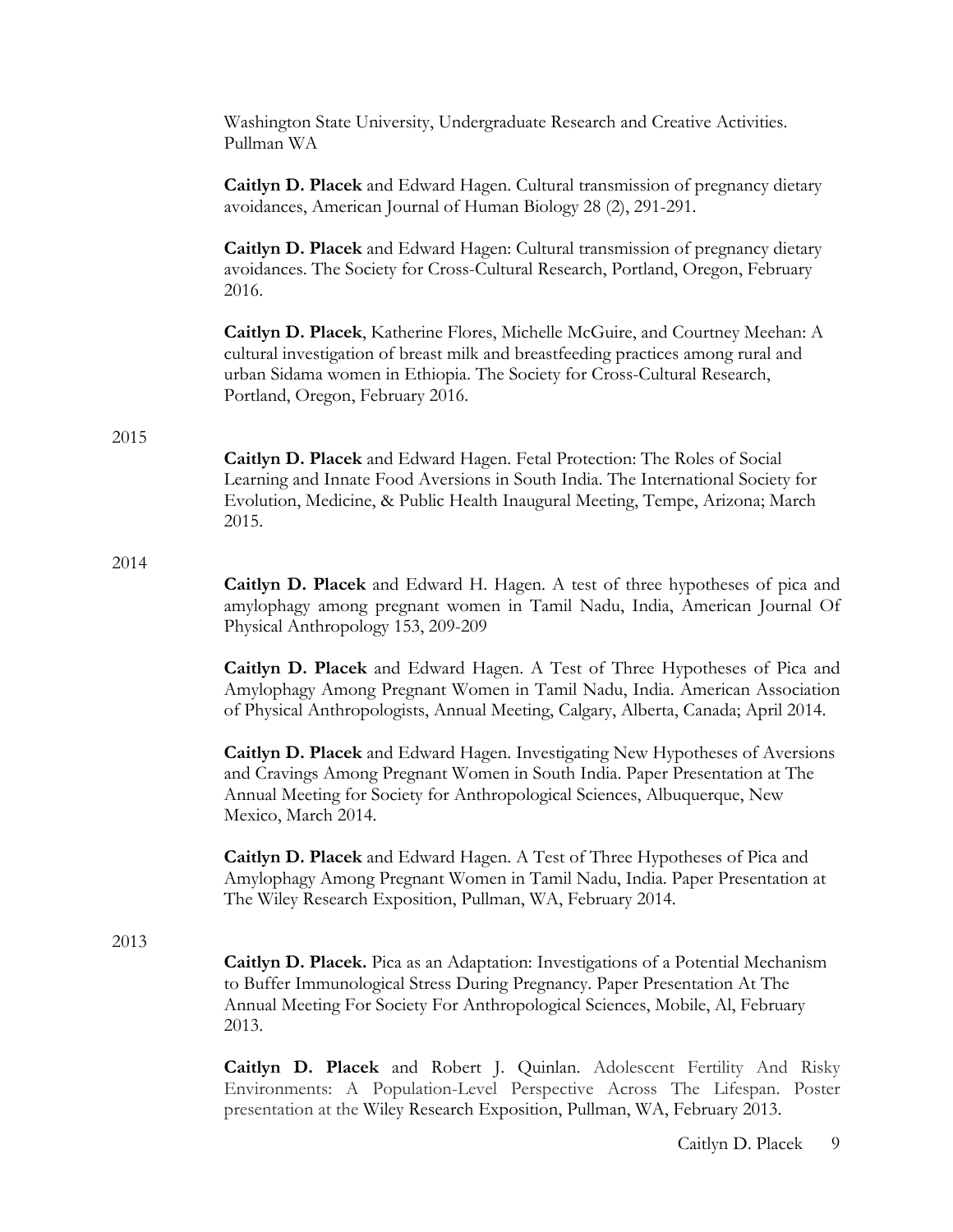Washington State University, Undergraduate Research and Creative Activities. Pullman WA

**Caitlyn D. Placek** and Edward Hagen. Cultural transmission of pregnancy dietary avoidances, American Journal of Human Biology 28 (2), 291-291.

**Caitlyn D. Placek** and Edward Hagen: Cultural transmission of pregnancy dietary avoidances. The Society for Cross-Cultural Research, Portland, Oregon, February 2016.

**Caitlyn D. Placek**, Katherine Flores, Michelle McGuire, and Courtney Meehan: A cultural investigation of breast milk and breastfeeding practices among rural and urban Sidama women in Ethiopia. The Society for Cross-Cultural Research, Portland, Oregon, February 2016.

2015

**Caitlyn D. Placek** and Edward Hagen. Fetal Protection: The Roles of Social Learning and Innate Food Aversions in South India. The International Society for Evolution, Medicine, & Public Health Inaugural Meeting, Tempe, Arizona; March 2015.

2014

**Caitlyn D. Placek** and Edward H. Hagen. A test of three hypotheses of pica and amylophagy among pregnant women in Tamil Nadu, India, American Journal Of Physical Anthropology 153, 209-209

**Caitlyn D. Placek** and Edward Hagen. A Test of Three Hypotheses of Pica and Amylophagy Among Pregnant Women in Tamil Nadu, India. American Association of Physical Anthropologists, Annual Meeting, Calgary, Alberta, Canada; April 2014.

**Caitlyn D. Placek** and Edward Hagen. Investigating New Hypotheses of Aversions and Cravings Among Pregnant Women in South India. Paper Presentation at The Annual Meeting for Society for Anthropological Sciences, Albuquerque, New Mexico, March 2014.

**Caitlyn D. Placek** and Edward Hagen. A Test of Three Hypotheses of Pica and Amylophagy Among Pregnant Women in Tamil Nadu, India. Paper Presentation at The Wiley Research Exposition, Pullman, WA, February 2014.

2013

**Caitlyn D. Placek.** Pica as an Adaptation: Investigations of a Potential Mechanism to Buffer Immunological Stress During Pregnancy. Paper Presentation At The Annual Meeting For Society For Anthropological Sciences, Mobile, Al, February 2013.

**Caitlyn D. Placek** and Robert J. Quinlan. Adolescent Fertility And Risky Environments: A Population-Level Perspective Across The Lifespan. Poster presentation at the Wiley Research Exposition, Pullman, WA, February 2013.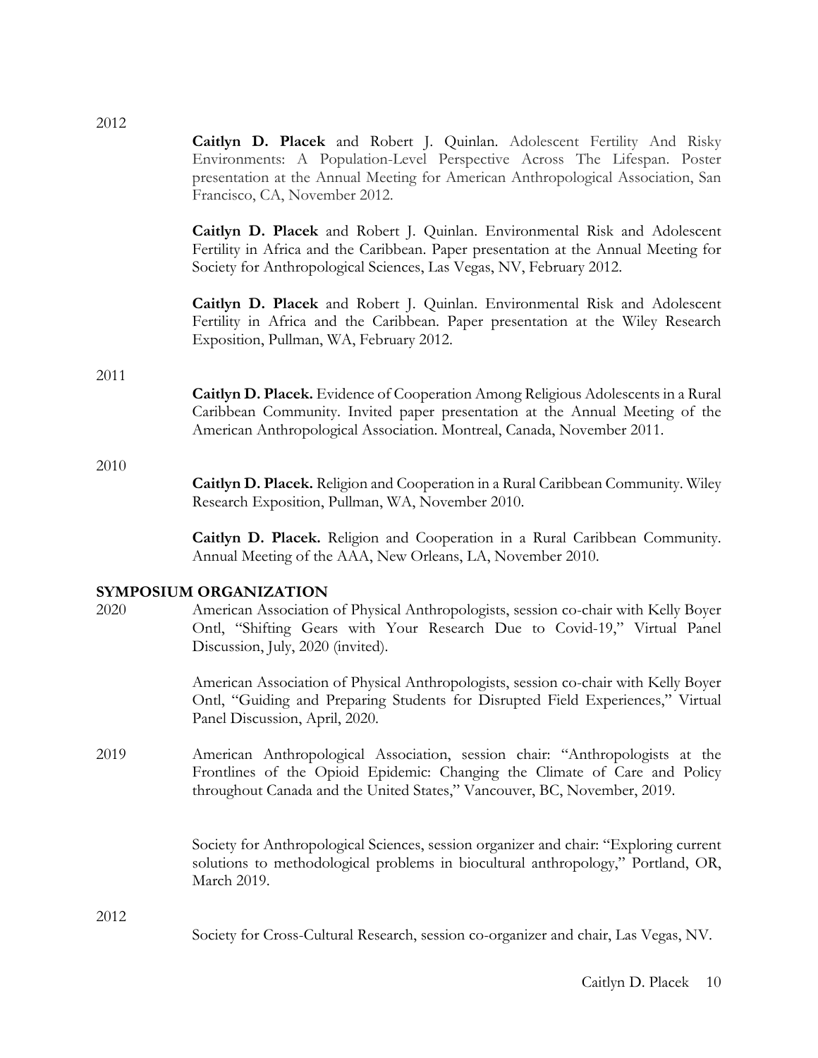2012

**Caitlyn D. Placek** and Robert J. Quinlan. Adolescent Fertility And Risky Environments: A Population-Level Perspective Across The Lifespan. Poster presentation at the Annual Meeting for American Anthropological Association, San Francisco, CA, November 2012.

**Caitlyn D. Placek** and Robert J. Quinlan. Environmental Risk and Adolescent Fertility in Africa and the Caribbean. Paper presentation at the Annual Meeting for Society for Anthropological Sciences, Las Vegas, NV, February 2012.

**Caitlyn D. Placek** and Robert J. Quinlan. Environmental Risk and Adolescent Fertility in Africa and the Caribbean. Paper presentation at the Wiley Research Exposition, Pullman, WA, February 2012.

2011

**Caitlyn D. Placek.** Evidence of Cooperation Among Religious Adolescents in a Rural Caribbean Community. Invited paper presentation at the Annual Meeting of the American Anthropological Association. Montreal, Canada, November 2011.

2010

**Caitlyn D. Placek.** Religion and Cooperation in a Rural Caribbean Community. Wiley Research Exposition, Pullman, WA, November 2010.

**Caitlyn D. Placek.** Religion and Cooperation in a Rural Caribbean Community. Annual Meeting of the AAA, New Orleans, LA, November 2010.

## SYMPOSIUM ORGANIZATION

2020

American Association of Physical Anthropologists, session co-chair with Kelly Boyer Ontl, "Shifting Gears with Your Research Due to Covid-19," Virtual Panel Discussion, July, 2020 (invited).

American Association of Physical Anthropologists, session co-chair with Kelly Boyer Ontl, "Guiding and Preparing Students for Disrupted Field Experiences," Virtual Panel Discussion, April, 2020.

2019

American Anthropological Association, session chair: "Anthropologists at the Frontlines of the Opioid Epidemic: Changing the Climate of Care and Policy throughout Canada and the United States," Vancouver, BC, November, 2019.

Society for Anthropological Sciences, session organizer and chair: "Exploring current solutions to methodological problems in biocultural anthropology," Portland, OR, March 2019.

2012

Society for Cross-Cultural Research, session co-organizer and chair, Las Vegas, NV.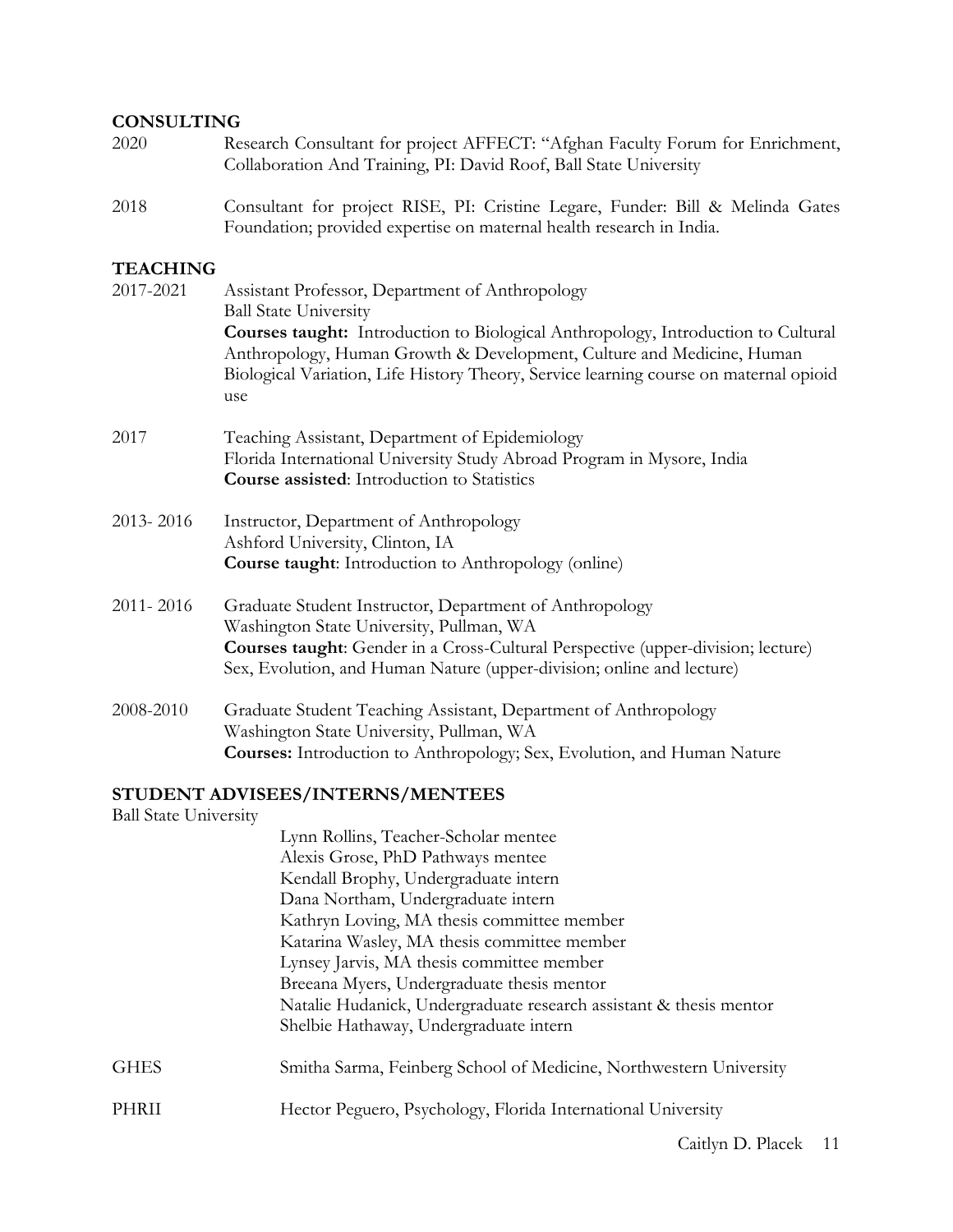## CONSULTING

2020 Research Consultant for project AFFECT: "Afghan Faculty Forum for Enrichment, Collaboration And Training, PI: David Roof, Ball State University

2018 Consultant for project RISE, PI: Cristine Legare, Funder: Bill & Melinda Gates Foundation; provided expertise on maternal health research in India.

## TEACHING

2017-2021 Assistant Professor, Department of Anthropology
Ball State University
**Courses taught:** Introduction to Biological Anthropology, Introduction to Cultural Anthropology, Human Growth & Development, Culture and Medicine, Human Biological Variation, Life History Theory, Service learning course on maternal opioid use

2017 Teaching Assistant, Department of Epidemiology
Florida International University Study Abroad Program in Mysore, India
**Course assisted**: Introduction to Statistics

2013- 2016 Instructor, Department of Anthropology
Ashford University, Clinton, IA
**Course taught**: Introduction to Anthropology (online)

2011- 2016 Graduate Student Instructor, Department of Anthropology
Washington State University, Pullman, WA
**Courses taught**: Gender in a Cross-Cultural Perspective (upper-division; lecture)
Sex, Evolution, and Human Nature (upper-division; online and lecture)

2008-2010 Graduate Student Teaching Assistant, Department of Anthropology
Washington State University, Pullman, WA
**Courses:** Introduction to Anthropology; Sex, Evolution, and Human Nature

## STUDENT ADVISEES/INTERNS/MENTEES

Ball State University

- Lynn Rollins, Teacher-Scholar mentee
- Alexis Grose, PhD Pathways mentee
- Kendall Brophy, Undergraduate intern
- Dana Northam, Undergraduate intern
- Kathryn Loving, MA thesis committee member
- Katarina Wasley, MA thesis committee member
- Lynsey Jarvis, MA thesis committee member
- Breeana Myers, Undergraduate thesis mentor
- Natalie Hudanick, Undergraduate research assistant & thesis mentor
- Shelbie Hathaway, Undergraduate intern

GHES Smitha Sarma, Feinberg School of Medicine, Northwestern University

PHRII Hector Peguero, Psychology, Florida International University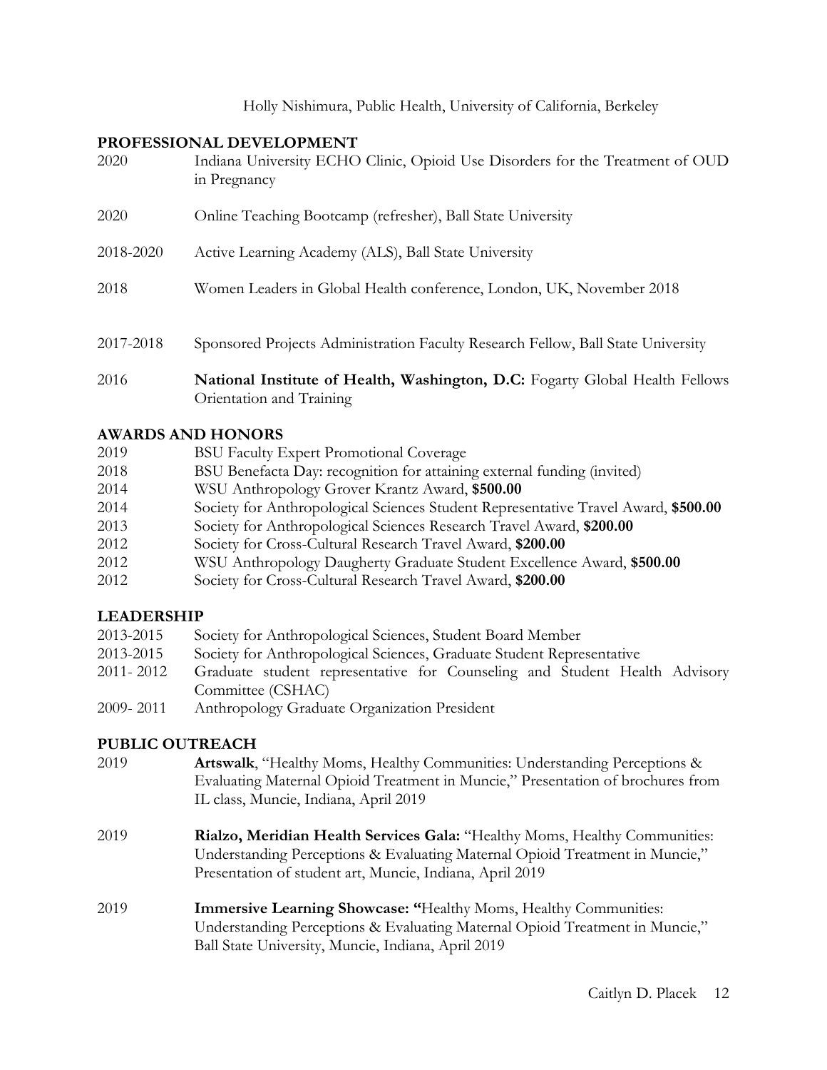Holly Nishimura, Public Health, University of California, Berkeley

## PROFESSIONAL DEVELOPMENT

2020 Indiana University ECHO Clinic, Opioid Use Disorders for the Treatment of OUD in Pregnancy

2020 Online Teaching Bootcamp (refresher), Ball State University

2018-2020 Active Learning Academy (ALS), Ball State University

2018 Women Leaders in Global Health conference, London, UK, November 2018

2017-2018 Sponsored Projects Administration Faculty Research Fellow, Ball State University

2016 **National Institute of Health, Washington, D.C:** Fogarty Global Health Fellows Orientation and Training

## AWARDS AND HONORS

2019 BSU Faculty Expert Promotional Coverage
2018 BSU Benefacta Day: recognition for attaining external funding (invited)
2014 WSU Anthropology Grover Krantz Award, **$500.00**
2014 Society for Anthropological Sciences Student Representative Travel Award, **$500.00**
2013 Society for Anthropological Sciences Research Travel Award, **$200.00**
2012 Society for Cross-Cultural Research Travel Award, **$200.00**
2012 WSU Anthropology Daugherty Graduate Student Excellence Award, **$500.00**
2012 Society for Cross-Cultural Research Travel Award, **$200.00**

## LEADERSHIP

2013-2015 Society for Anthropological Sciences, Student Board Member
2013-2015 Society for Anthropological Sciences, Graduate Student Representative
2011- 2012 Graduate student representative for Counseling and Student Health Advisory Committee (CSHAC)
2009- 2011 Anthropology Graduate Organization President

## PUBLIC OUTREACH

2019 **Artswalk**, "Healthy Moms, Healthy Communities: Understanding Perceptions & Evaluating Maternal Opioid Treatment in Muncie," Presentation of brochures from IL class, Muncie, Indiana, April 2019

2019 **Rialzo, Meridian Health Services Gala:** "Healthy Moms, Healthy Communities: Understanding Perceptions & Evaluating Maternal Opioid Treatment in Muncie," Presentation of student art, Muncie, Indiana, April 2019

2019 **Immersive Learning Showcase: "**Healthy Moms, Healthy Communities: Understanding Perceptions & Evaluating Maternal Opioid Treatment in Muncie," Ball State University, Muncie, Indiana, April 2019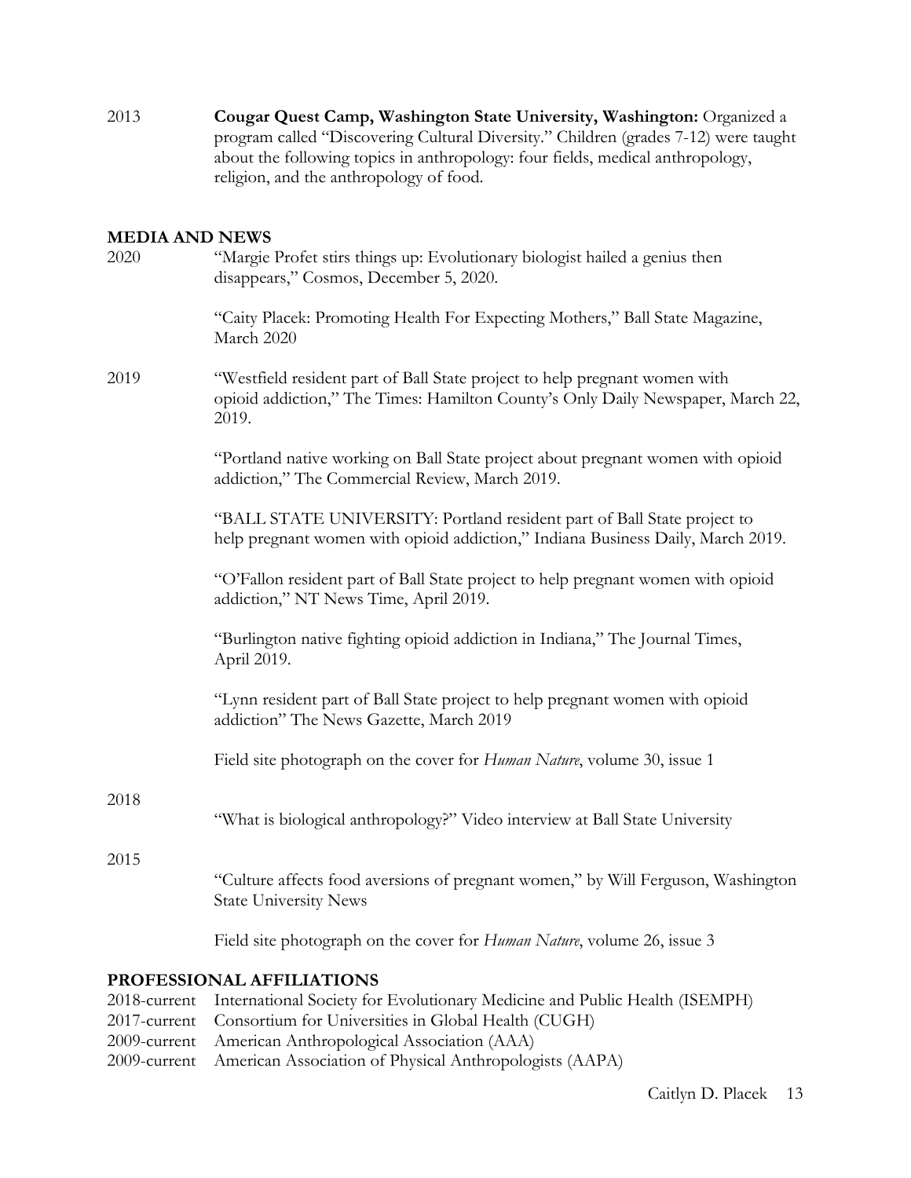2013 **Cougar Quest Camp, Washington State University, Washington:** Organized a program called "Discovering Cultural Diversity." Children (grades 7-12) were taught about the following topics in anthropology: four fields, medical anthropology, religion, and the anthropology of food.

## MEDIA AND NEWS

2020 "Margie Profet stirs things up: Evolutionary biologist hailed a genius then disappears," Cosmos, December 5, 2020.

"Caity Placek: Promoting Health For Expecting Mothers," Ball State Magazine, March 2020

2019 "Westfield resident part of Ball State project to help pregnant women with opioid addiction," The Times: Hamilton County's Only Daily Newspaper, March 22, 2019.

"Portland native working on Ball State project about pregnant women with opioid addiction," The Commercial Review, March 2019.

"BALL STATE UNIVERSITY: Portland resident part of Ball State project to help pregnant women with opioid addiction," Indiana Business Daily, March 2019.

"O'Fallon resident part of Ball State project to help pregnant women with opioid addiction," NT News Time, April 2019.

"Burlington native fighting opioid addiction in Indiana," The Journal Times, April 2019.

"Lynn resident part of Ball State project to help pregnant women with opioid addiction" The News Gazette, March 2019

Field site photograph on the cover for *Human Nature*, volume 30, issue 1

2018 "What is biological anthropology?" Video interview at Ball State University

2015 "Culture affects food aversions of pregnant women," by Will Ferguson, Washington State University News

Field site photograph on the cover for *Human Nature*, volume 26, issue 3

## PROFESSIONAL AFFILIATIONS

2018-current International Society for Evolutionary Medicine and Public Health (ISEMPH)
2017-current Consortium for Universities in Global Health (CUGH)
2009-current American Anthropological Association (AAA)
2009-current American Association of Physical Anthropologists (AAPA)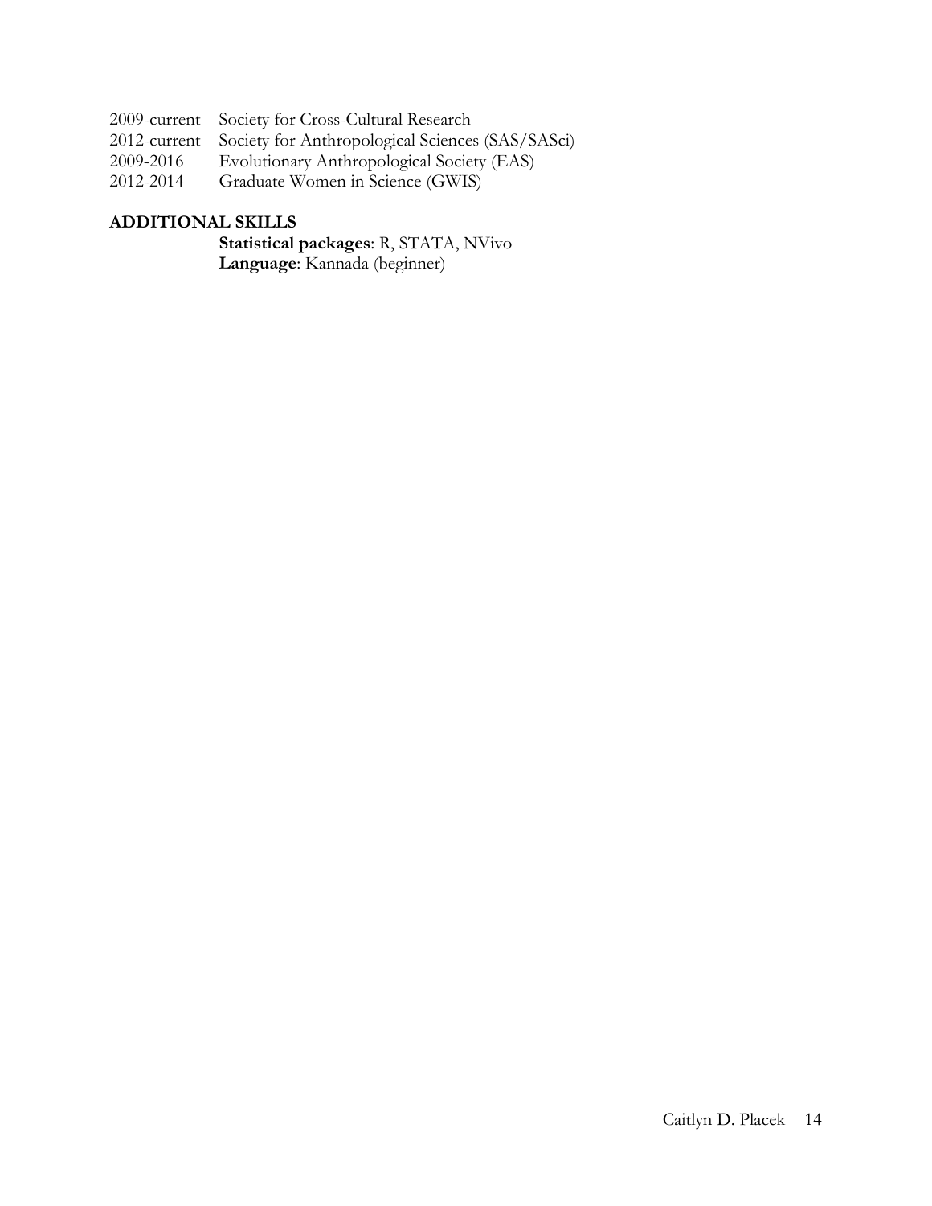2009-current Society for Cross-Cultural Research
2012-current Society for Anthropological Sciences (SAS/SASci)
2009-2016 Evolutionary Anthropological Society (EAS)
2012-2014 Graduate Women in Science (GWIS)

## ADDITIONAL SKILLS

**Statistical packages**: R, STATA, NVivo
**Language**: Kannada (beginner)